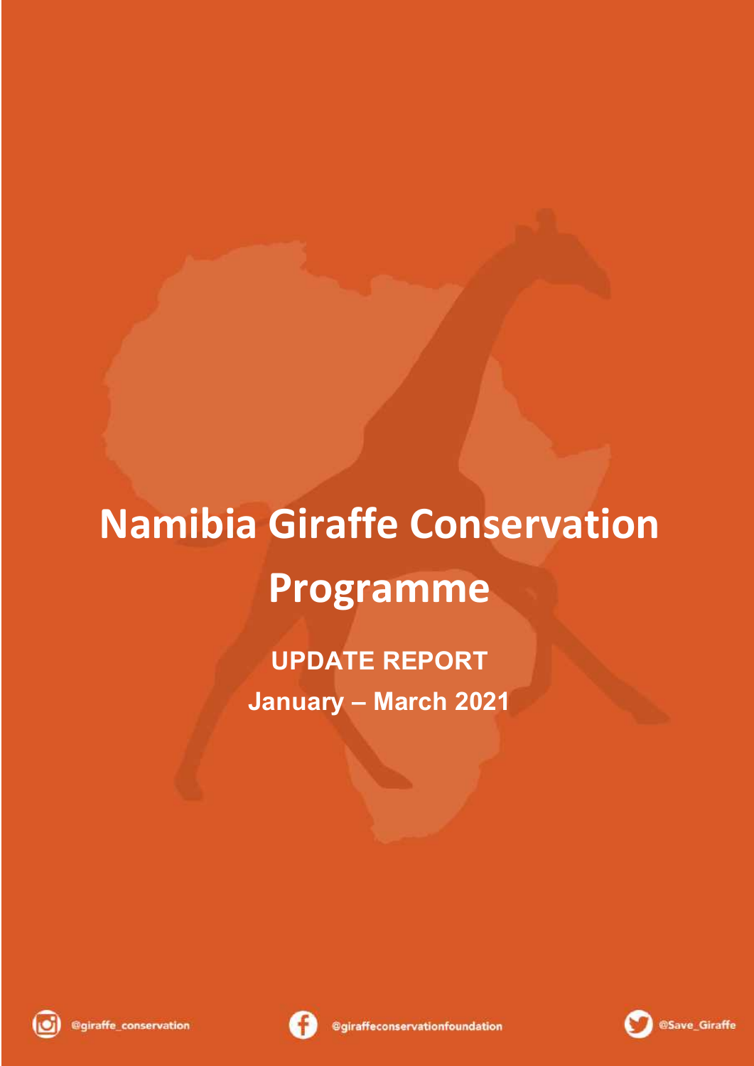# Namibia Giraffe Conservation Programme

**UPDATE REPORT**

**January – March 2021**

@giraffe_conservation

@giraffeconservationfoundation

@Save_Giraffe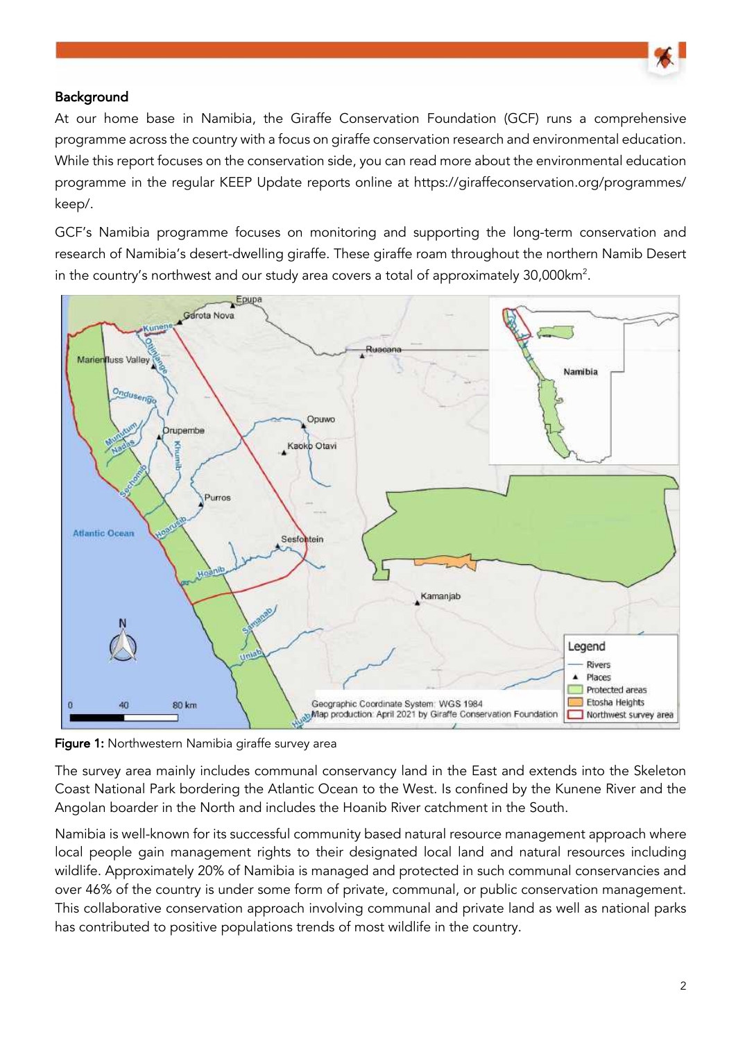## Background

At our home base in Namibia, the Giraffe Conservation Foundation (GCF) runs a comprehensive programme across the country with a focus on giraffe conservation research and environmental education. While this report focuses on the conservation side, you can read more about the environmental education programme in the regular KEEP Update reports online at https://giraffeconservation.org/programmes/keep/.

GCF's Namibia programme focuses on monitoring and supporting the long-term conservation and research of Namibia's desert-dwelling giraffe. These giraffe roam throughout the northern Namib Desert in the country's northwest and our study area covers a total of approximately 30,000km$^2$.

**Figure 1:** Northwestern Namibia giraffe survey area

The survey area mainly includes communal conservancy land in the East and extends into the Skeleton Coast National Park bordering the Atlantic Ocean to the West. Is confined by the Kunene River and the Angolan boarder in the North and includes the Hoanib River catchment in the South.

Namibia is well-known for its successful community based natural resource management approach where local people gain management rights to their designated local land and natural resources including wildlife. Approximately 20% of Namibia is managed and protected in such communal conservancies and over 46% of the country is under some form of private, communal, or public conservation management. This collaborative conservation approach involving communal and private land as well as national parks has contributed to positive populations trends of most wildlife in the country.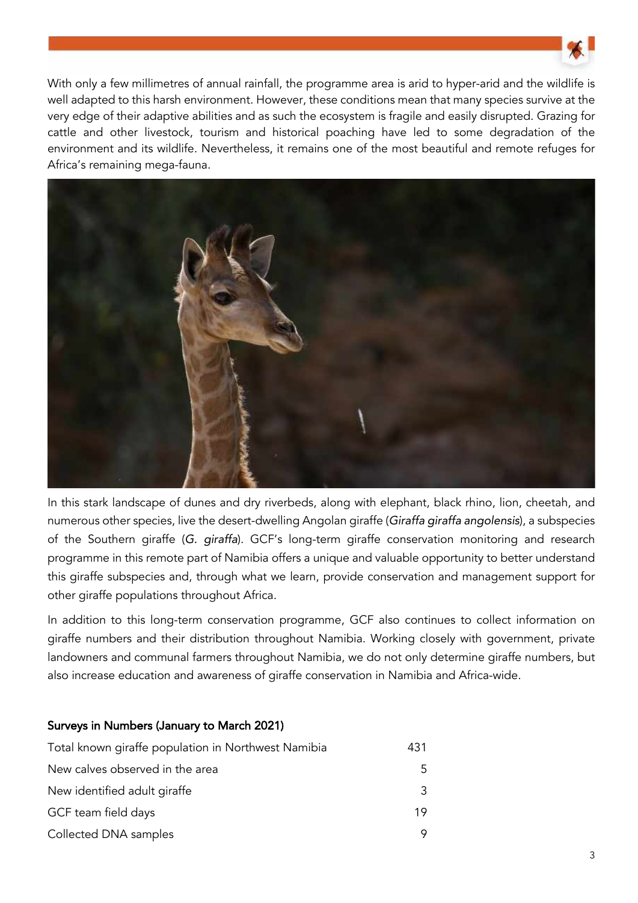With only a few millimetres of annual rainfall, the programme area is arid to hyper-arid and the wildlife is well adapted to this harsh environment. However, these conditions mean that many species survive at the very edge of their adaptive abilities and as such the ecosystem is fragile and easily disrupted. Grazing for cattle and other livestock, tourism and historical poaching have led to some degradation of the environment and its wildlife. Nevertheless, it remains one of the most beautiful and remote refuges for Africa's remaining mega-fauna.

In this stark landscape of dunes and dry riverbeds, along with elephant, black rhino, lion, cheetah, and numerous other species, live the desert-dwelling Angolan giraffe (*Giraffa giraffa angolensis*), a subspecies of the Southern giraffe (*G. giraffa*). GCF's long-term giraffe conservation monitoring and research programme in this remote part of Namibia offers a unique and valuable opportunity to better understand this giraffe subspecies and, through what we learn, provide conservation and management support for other giraffe populations throughout Africa.

In addition to this long-term conservation programme, GCF also continues to collect information on giraffe numbers and their distribution throughout Namibia. Working closely with government, private landowners and communal farmers throughout Namibia, we do not only determine giraffe numbers, but also increase education and awareness of giraffe conservation in Namibia and Africa-wide.

**Surveys in Numbers (January to March 2021)**

| | |
|---|---|
| Total known giraffe population in Northwest Namibia | 431 |
| New calves observed in the area | 5 |
| New identified adult giraffe | 3 |
| GCF team field days | 19 |
| Collected DNA samples | 9 |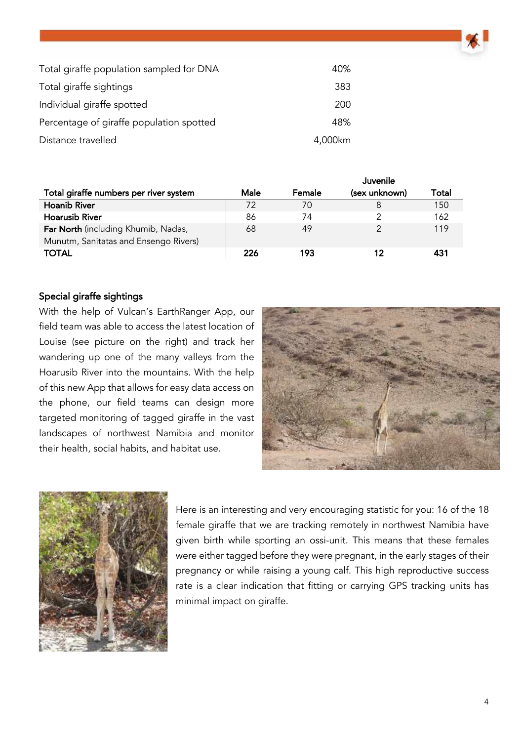| | |
|---|---|
| Total giraffe population sampled for DNA | 40% |
| Total giraffe sightings | 383 |
| Individual giraffe spotted | 200 |
| Percentage of giraffe population spotted | 48% |
| Distance travelled | 4,000km |

| Total giraffe numbers per river system | Male | Female | Juvenile (sex unknown) | Total |
|---|---|---|---|---|
| **Hoanib River** | 72 | 70 | 8 | 150 |
| **Hoarusib River** | 86 | 74 | 2 | 162 |
| **Far North** (including Khumib, Nadas, Munutm, Sanitatas and Ensengo Rivers) | 68 | 49 | 2 | 119 |
| **TOTAL** | **226** | **193** | **12** | **431** |

### Special giraffe sightings

With the help of Vulcan's EarthRanger App, our field team was able to access the latest location of Louise (see picture on the right) and track her wandering up one of the many valleys from the Hoarusib River into the mountains. With the help of this new App that allows for easy data access on the phone, our field teams can design more targeted monitoring of tagged giraffe in the vast landscapes of northwest Namibia and monitor their health, social habits, and habitat use.

Here is an interesting and very encouraging statistic for you: 16 of the 18 female giraffe that we are tracking remotely in northwest Namibia have given birth while sporting an ossi-unit. This means that these females were either tagged before they were pregnant, in the early stages of their pregnancy or while raising a young calf. This high reproductive success rate is a clear indication that fitting or carrying GPS tracking units has minimal impact on giraffe.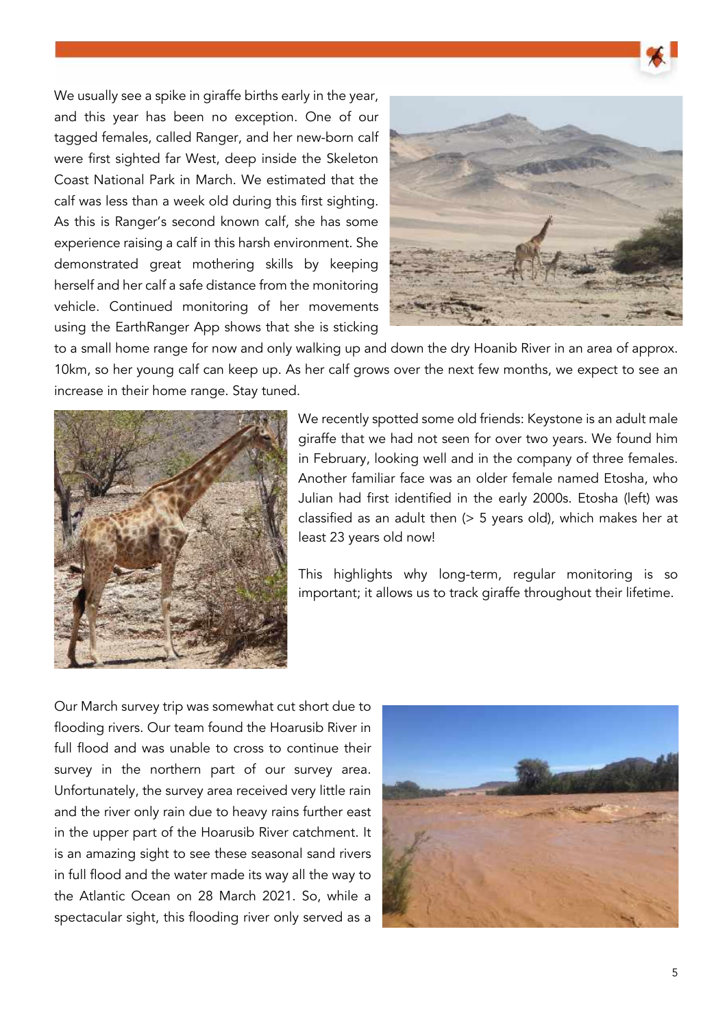We usually see a spike in giraffe births early in the year, and this year has been no exception. One of our tagged females, called Ranger, and her new-born calf were first sighted far West, deep inside the Skeleton Coast National Park in March. We estimated that the calf was less than a week old during this first sighting. As this is Ranger's second known calf, she has some experience raising a calf in this harsh environment. She demonstrated great mothering skills by keeping herself and her calf a safe distance from the monitoring vehicle. Continued monitoring of her movements using the EarthRanger App shows that she is sticking to a small home range for now and only walking up and down the dry Hoanib River in an area of approx. 10km, so her young calf can keep up. As her calf grows over the next few months, we expect to see an increase in their home range. Stay tuned.

We recently spotted some old friends: Keystone is an adult male giraffe that we had not seen for over two years. We found him in February, looking well and in the company of three females. Another familiar face was an older female named Etosha, who Julian had first identified in the early 2000s. Etosha (left) was classified as an adult then (> 5 years old), which makes her at least 23 years old now!

This highlights why long-term, regular monitoring is so important; it allows us to track giraffe throughout their lifetime.

Our March survey trip was somewhat cut short due to flooding rivers. Our team found the Hoarusib River in full flood and was unable to cross to continue their survey in the northern part of our survey area. Unfortunately, the survey area received very little rain and the river only rain due to heavy rains further east in the upper part of the Hoarusib River catchment. It is an amazing sight to see these seasonal sand rivers in full flood and the water made its way all the way to the Atlantic Ocean on 28 March 2021. So, while a spectacular sight, this flooding river only served as a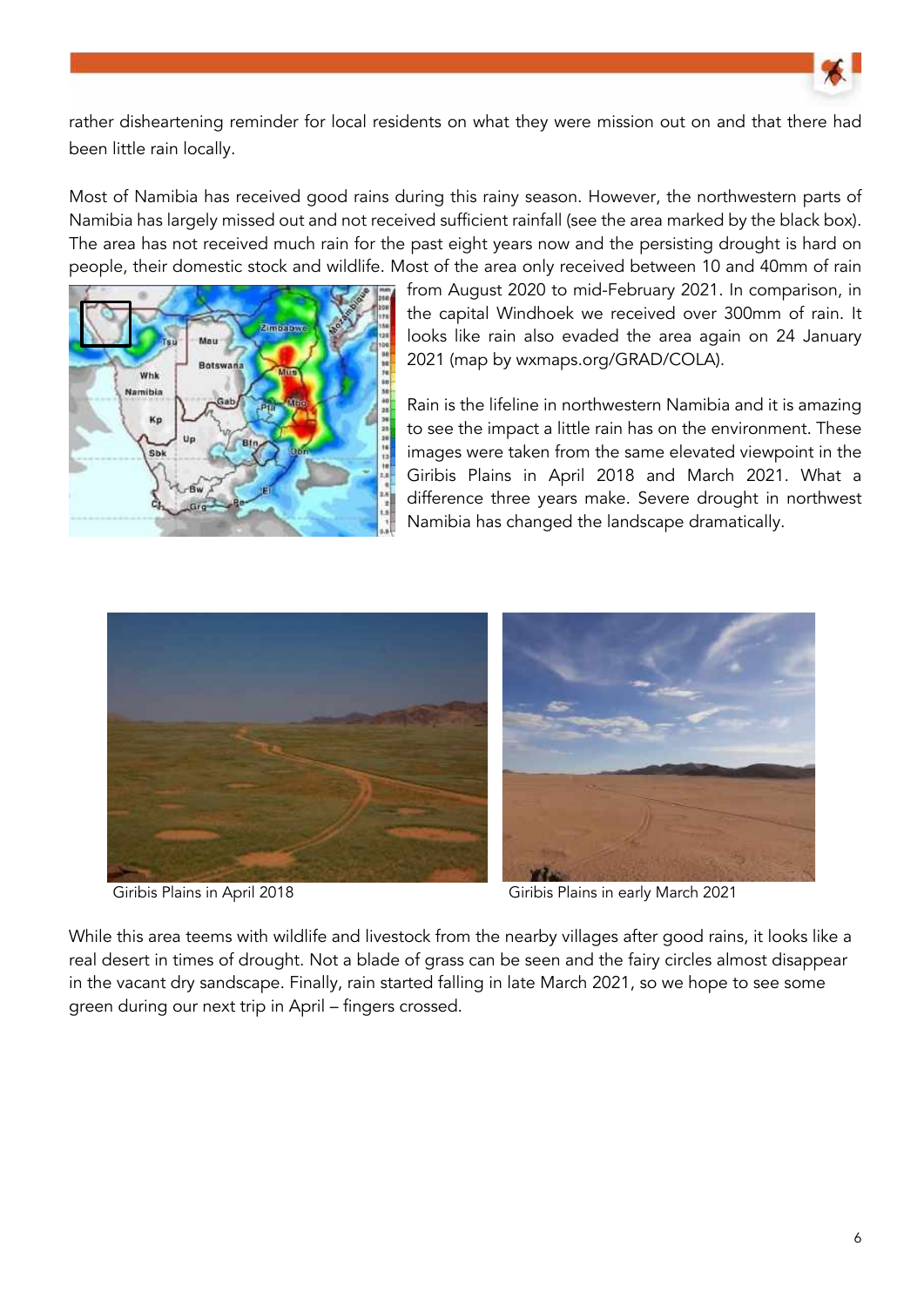rather disheartening reminder for local residents on what they were mission out on and that there had been little rain locally.

Most of Namibia has received good rains during this rainy season. However, the northwestern parts of Namibia has largely missed out and not received sufficient rainfall (see the area marked by the black box). The area has not received much rain for the past eight years now and the persisting drought is hard on people, their domestic stock and wildlife. Most of the area only received between 10 and 40mm of rain from August 2020 to mid-February 2021. In comparison, in the capital Windhoek we received over 300mm of rain. It looks like rain also evaded the area again on 24 January 2021 (map by wxmaps.org/GRAD/COLA).

Rain is the lifeline in northwestern Namibia and it is amazing to see the impact a little rain has on the environment. These images were taken from the same elevated viewpoint in the Giribis Plains in April 2018 and March 2021. What a difference three years make. Severe drought in northwest Namibia has changed the landscape dramatically.

Giribis Plains in April 2018

Giribis Plains in early March 2021

While this area teems with wildlife and livestock from the nearby villages after good rains, it looks like a real desert in times of drought. Not a blade of grass can be seen and the fairy circles almost disappear in the vacant dry sandscape. Finally, rain started falling in late March 2021, so we hope to see some green during our next trip in April – fingers crossed.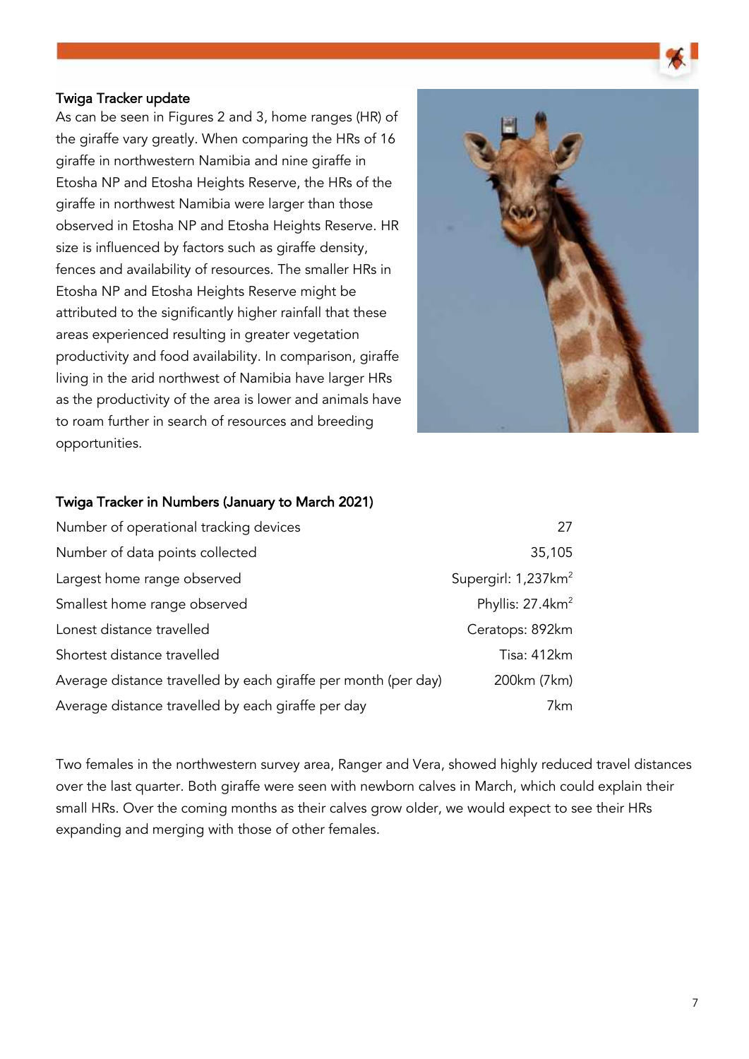## Twiga Tracker update

As can be seen in Figures 2 and 3, home ranges (HR) of the giraffe vary greatly. When comparing the HRs of 16 giraffe in northwestern Namibia and nine giraffe in Etosha NP and Etosha Heights Reserve, the HRs of the giraffe in northwest Namibia were larger than those observed in Etosha NP and Etosha Heights Reserve. HR size is influenced by factors such as giraffe density, fences and availability of resources. The smaller HRs in Etosha NP and Etosha Heights Reserve might be attributed to the significantly higher rainfall that these areas experienced resulting in greater vegetation productivity and food availability. In comparison, giraffe living in the arid northwest of Namibia have larger HRs as the productivity of the area is lower and animals have to roam further in search of resources and breeding opportunities.

## Twiga Tracker in Numbers (January to March 2021)

| | |
|---|---|
| Number of operational tracking devices | 27 |
| Number of data points collected | 35,105 |
| Largest home range observed | Supergirl: 1,237km$^2$ |
| Smallest home range observed | Phyllis: 27.4km$^2$ |
| Lonest distance travelled | Ceratops: 892km |
| Shortest distance travelled | Tisa: 412km |
| Average distance travelled by each giraffe per month (per day) | 200km (7km) |
| Average distance travelled by each giraffe per day | 7km |

Two females in the northwestern survey area, Ranger and Vera, showed highly reduced travel distances over the last quarter. Both giraffe were seen with newborn calves in March, which could explain their small HRs. Over the coming months as their calves grow older, we would expect to see their HRs expanding and merging with those of other females.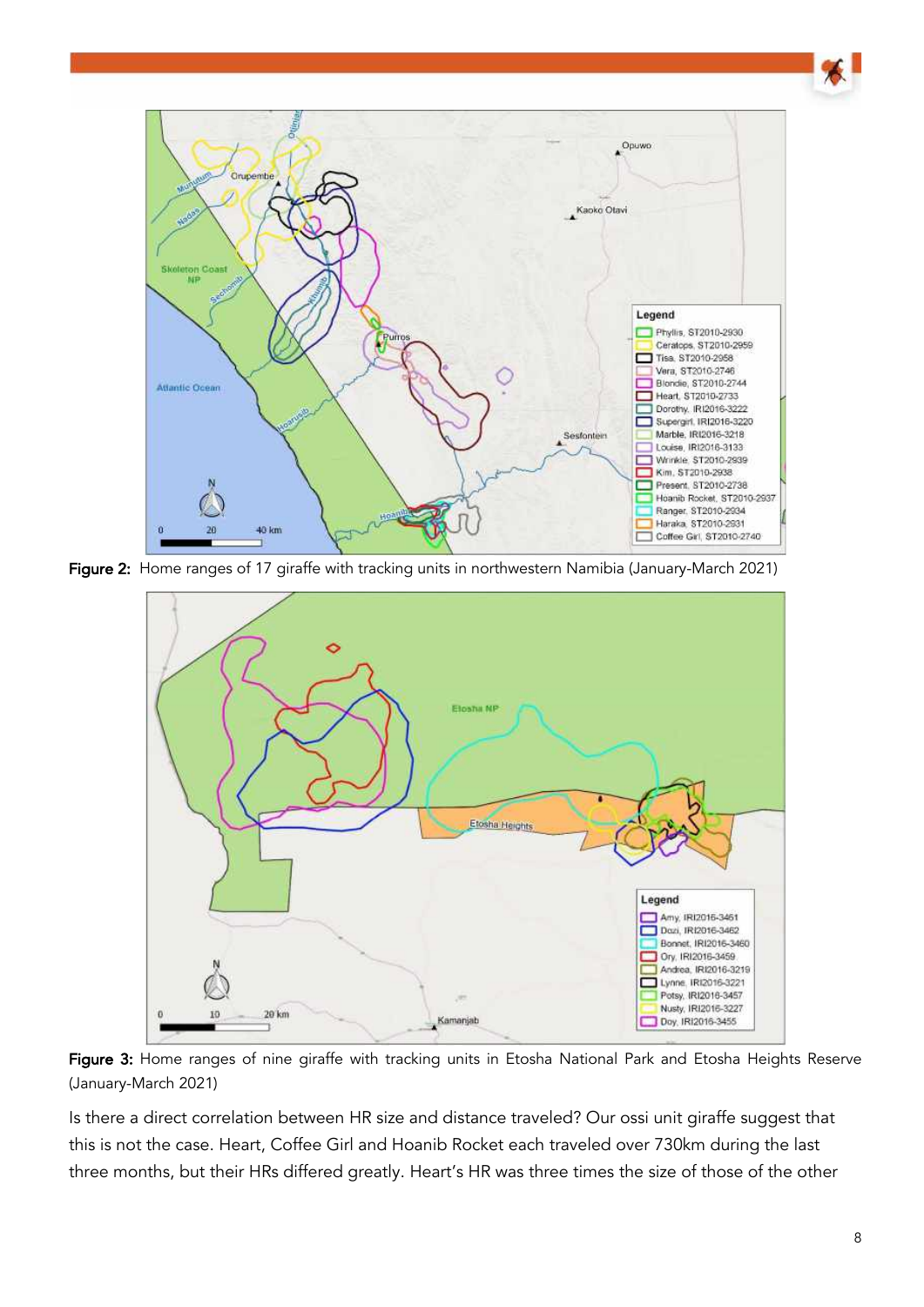**Figure 2:** Home ranges of 17 giraffe with tracking units in northwestern Namibia (January-March 2021)

**Figure 3:** Home ranges of nine giraffe with tracking units in Etosha National Park and Etosha Heights Reserve (January-March 2021)

Is there a direct correlation between HR size and distance traveled? Our ossi unit giraffe suggest that this is not the case. Heart, Coffee Girl and Hoanib Rocket each traveled over 730km during the last three months, but their HRs differed greatly. Heart's HR was three times the size of those of the other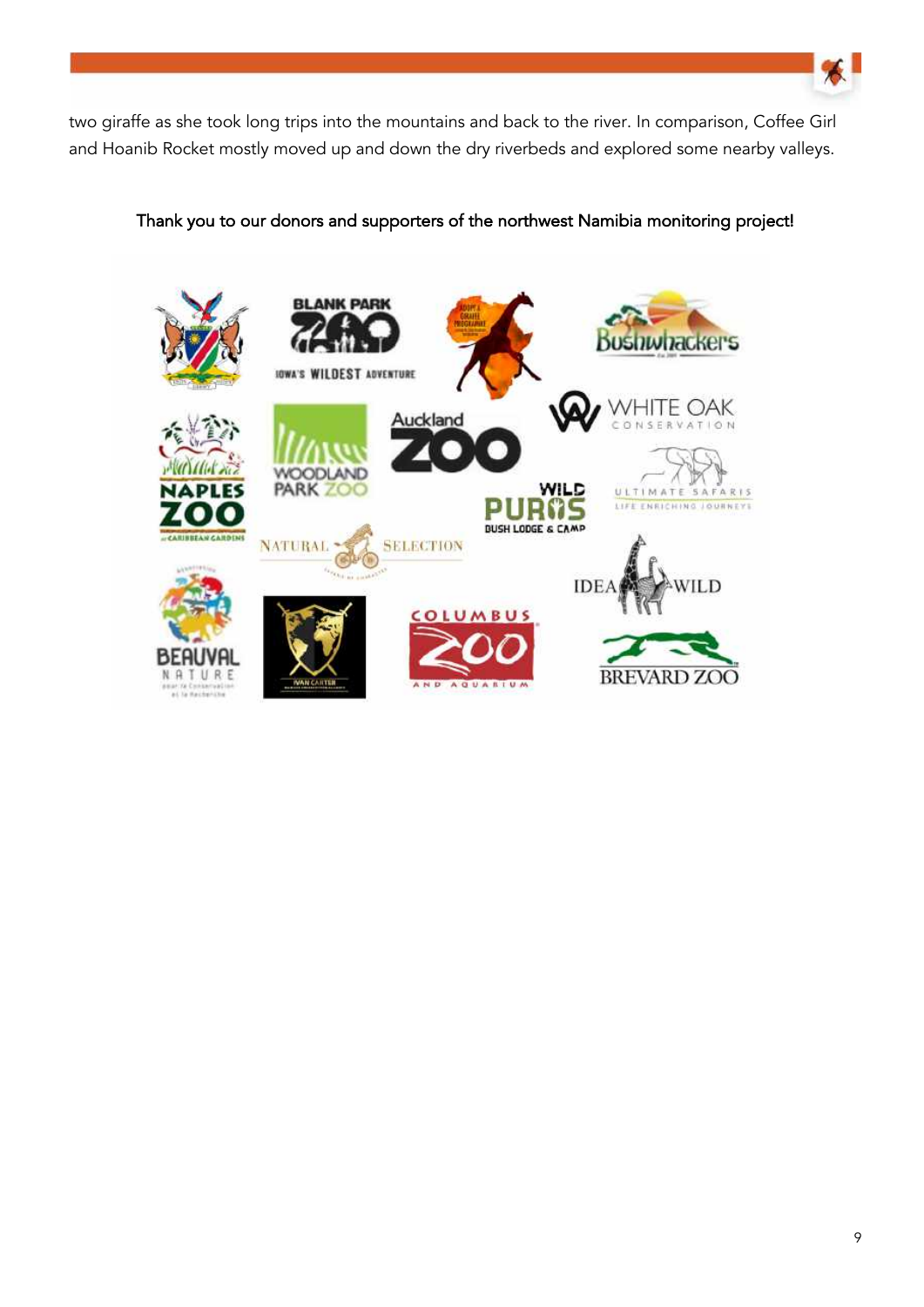two giraffe as she took long trips into the mountains and back to the river. In comparison, Coffee Girl and Hoanib Rocket mostly moved up and down the dry riverbeds and explored some nearby valleys.

Thank you to our donors and supporters of the northwest Namibia monitoring project!